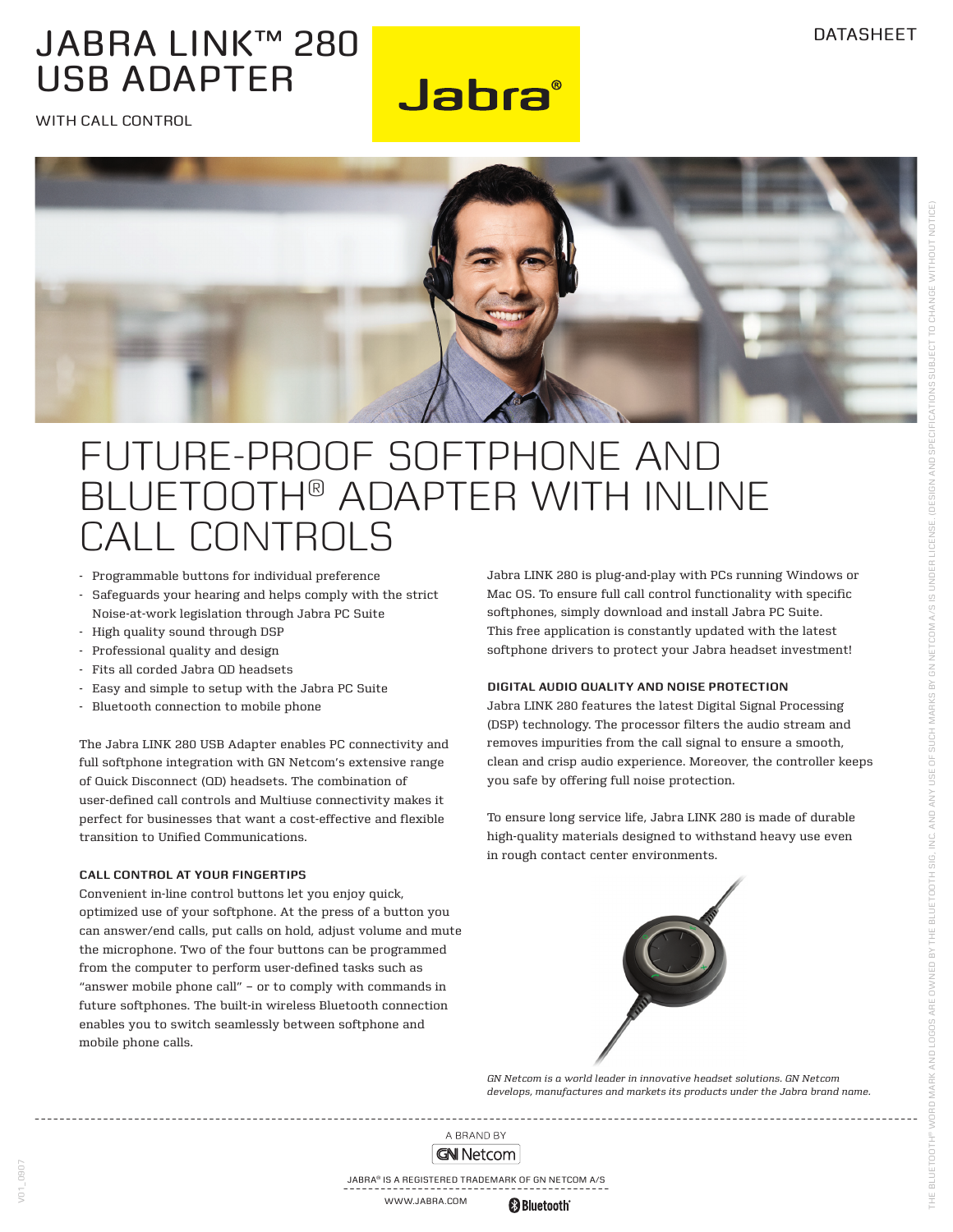DATASHEET

# JABRA LINK™ 280 USB ADAPTER

WITH CALL CONTROL

## FUTURE-PROOF SOFTPHONE AND BLUETOOTH® ADAPTER WITH INLINE CALL CONTROLS

- Programmable buttons for individual preference
- Safeguards your hearing and helps comply with the strict Noise-at-work legislation through Jabra PC Suite
- High quality sound through DSP
- Professional quality and design
- Fits all corded Jabra QD headsets
- Easy and simple to setup with the Jabra PC Suite
- Bluetooth connection to mobile phone

The Jabra LINK 280 USB Adapter enables PC connectivity and full softphone integration with GN Netcom's extensive range of Quick Disconnect (QD) headsets. The combination of user-defined call controls and Multiuse connectivity makes it perfect for businesses that want a cost-effective and flexible transition to Unified Communications.

### CALL CONTROL AT YOUR FINGERTIPS

Convenient in-line control buttons let you enjoy quick, optimized use of your softphone. At the press of a button you can answer/end calls, put calls on hold, adjust volume and mute the microphone. Two of the four buttons can be programmed from the computer to perform user-defined tasks such as "answer mobile phone call" – or to comply with commands in future softphones. The built-in wireless Bluetooth connection enables you to switch seamlessly between softphone and mobile phone calls.

Jabra LINK 280 is plug-and-play with PCs running Windows or Mac OS. To ensure full call control functionality with specific softphones, simply download and install Jabra PC Suite. This free application is constantly updated with the latest softphone drivers to protect your Jabra headset investment!

### DIGITAL AUDIO QUALITY AND NOISE PROTECTION

Jabra LINK 280 features the latest Digital Signal Processing (DSP) technology. The processor filters the audio stream and removes impurities from the call signal to ensure a smooth, clean and crisp audio experience. Moreover, the controller keeps you safe by offering full noise protection.

To ensure long service life, Jabra LINK 280 is made of durable high-quality materials designed to withstand heavy use even in rough contact center environments.

*GN Netcom is a world leader in innovative headset solutions. GN Netcom develops, manufactures and markets its products under the Jabra brand name.*

A BRAND BY GN Netcom

JABRA® IS A REGISTERED TRADEMARK OF GN NETCOM A/S

WWW.JABRA.COM

THE BLUETOOTH® WORD MARK AND LOGOS ARE OWNED BY THE BLUETOOTH SIG, INC. AND ANY USE OF SUCH MARKS BY GN NETCOM A/S IS UNDER LICENSE. (DESIGN AND SPECIFICATIONS SUBJECT TO CHANGE WITHOUT NOTICE)

V01_0907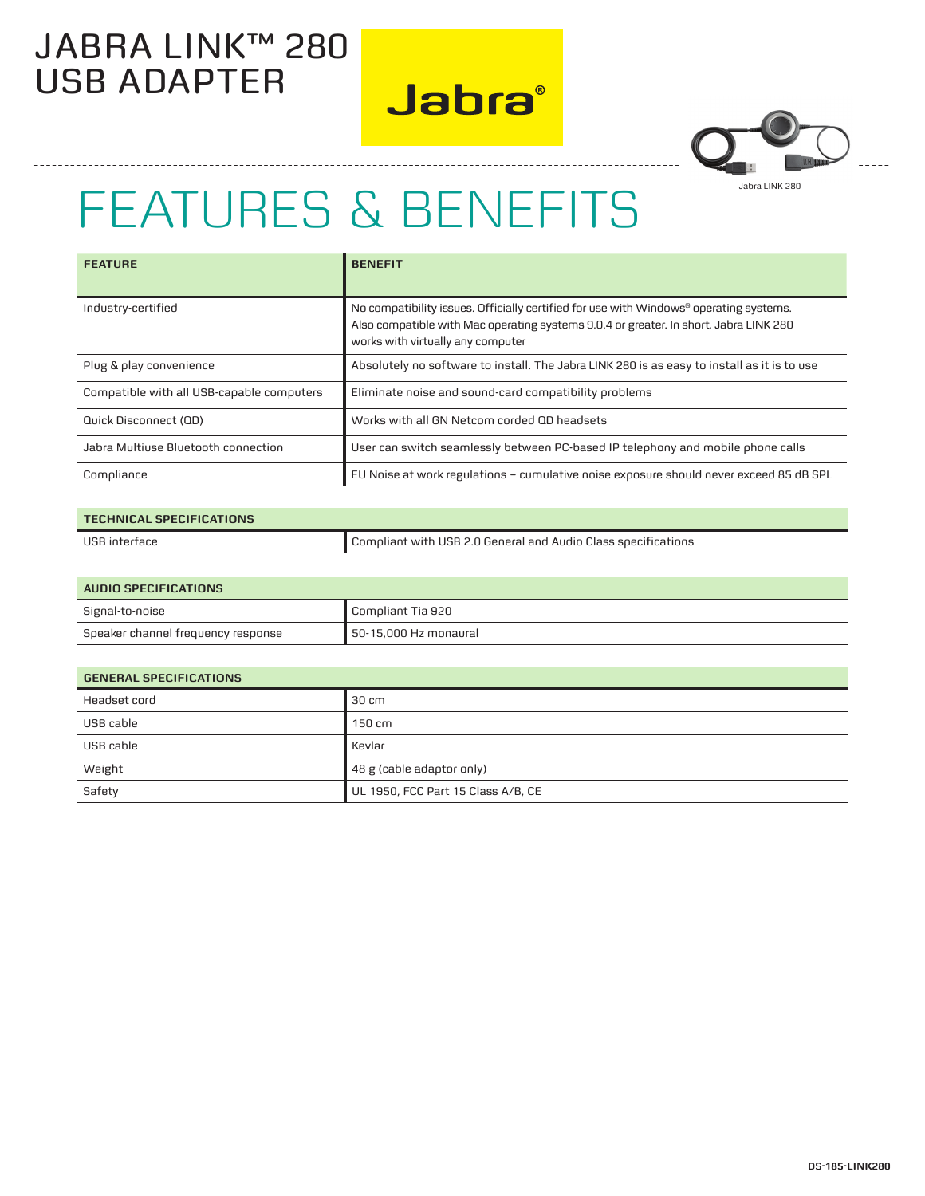# JABRA LINK™ 280 USB ADAPTER

Jabra®

Jabra LINK 280

## FEATURES & BENEFITS

| FEATURE | BENEFIT |
|---|---|
| Industry-certified | No compatibility issues. Officially certified for use with Windows® operating systems. Also compatible with Mac operating systems 9.0.4 or greater. In short, Jabra LINK 280 works with virtually any computer |
| Plug & play convenience | Absolutely no software to install. The Jabra LINK 280 is as easy to install as it is to use |
| Compatible with all USB-capable computers | Eliminate noise and sound-card compatibility problems |
| Quick Disconnect (QD) | Works with all GN Netcom corded QD headsets |
| Jabra Multiuse Bluetooth connection | User can switch seamlessly between PC-based IP telephony and mobile phone calls |
| Compliance | EU Noise at work regulations – cumulative noise exposure should never exceed 85 dB SPL |

| TECHNICAL SPECIFICATIONS | |
|---|---|
| USB interface | Compliant with USB 2.0 General and Audio Class specifications |

| AUDIO SPECIFICATIONS | |
|---|---|
| Signal-to-noise | Compliant Tia 920 |
| Speaker channel frequency response | 50-15,000 Hz monaural |

| GENERAL SPECIFICATIONS | |
|---|---|
| Headset cord | 30 cm |
| USB cable | 150 cm |
| USB cable | Kevlar |
| Weight | 48 g (cable adaptor only) |
| Safety | UL 1950, FCC Part 15 Class A/B, CE |

DS-185-LINK280